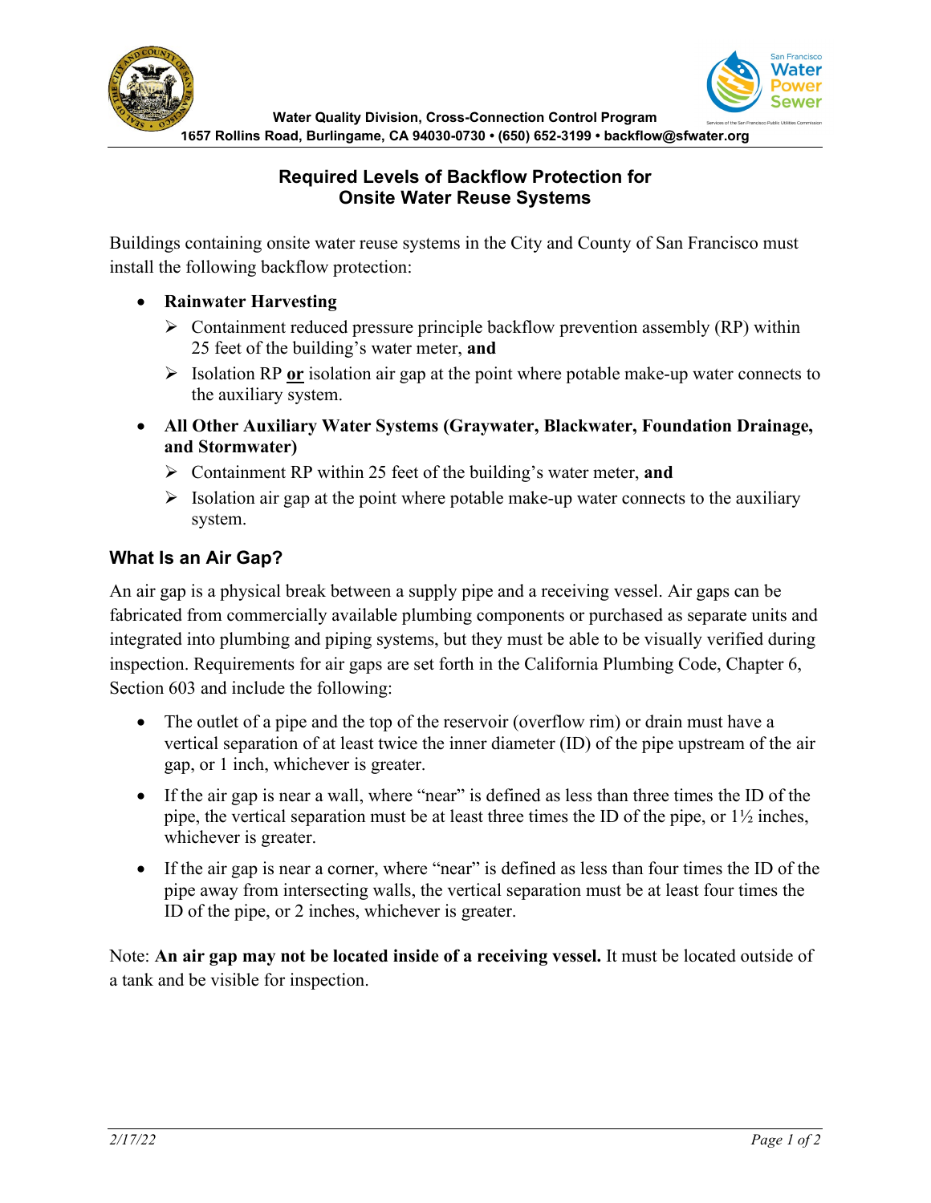Water Quality Division, Cross-Connection Control Program
1657 Rollins Road, Burlingame, CA 94030-0730 • (650) 652-3199 • backflow@sfwater.org

## Required Levels of Backflow Protection for Onsite Water Reuse Systems

Buildings containing onsite water reuse systems in the City and County of San Francisco must install the following backflow protection:

- **Rainwater Harvesting**
  - Containment reduced pressure principle backflow prevention assembly (RP) within 25 feet of the building's water meter, **and**
  - Isolation RP **or** isolation air gap at the point where potable make-up water connects to the auxiliary system.
- **All Other Auxiliary Water Systems (Graywater, Blackwater, Foundation Drainage, and Stormwater)**
  - Containment RP within 25 feet of the building's water meter, **and**
  - Isolation air gap at the point where potable make-up water connects to the auxiliary system.

### What Is an Air Gap?

An air gap is a physical break between a supply pipe and a receiving vessel. Air gaps can be fabricated from commercially available plumbing components or purchased as separate units and integrated into plumbing and piping systems, but they must be able to be visually verified during inspection. Requirements for air gaps are set forth in the California Plumbing Code, Chapter 6, Section 603 and include the following:

- The outlet of a pipe and the top of the reservoir (overflow rim) or drain must have a vertical separation of at least twice the inner diameter (ID) of the pipe upstream of the air gap, or 1 inch, whichever is greater.
- If the air gap is near a wall, where "near" is defined as less than three times the ID of the pipe, the vertical separation must be at least three times the ID of the pipe, or 1½ inches, whichever is greater.
- If the air gap is near a corner, where "near" is defined as less than four times the ID of the pipe away from intersecting walls, the vertical separation must be at least four times the ID of the pipe, or 2 inches, whichever is greater.

Note: **An air gap may not be located inside of a receiving vessel.** It must be located outside of a tank and be visible for inspection.

*2/17/22*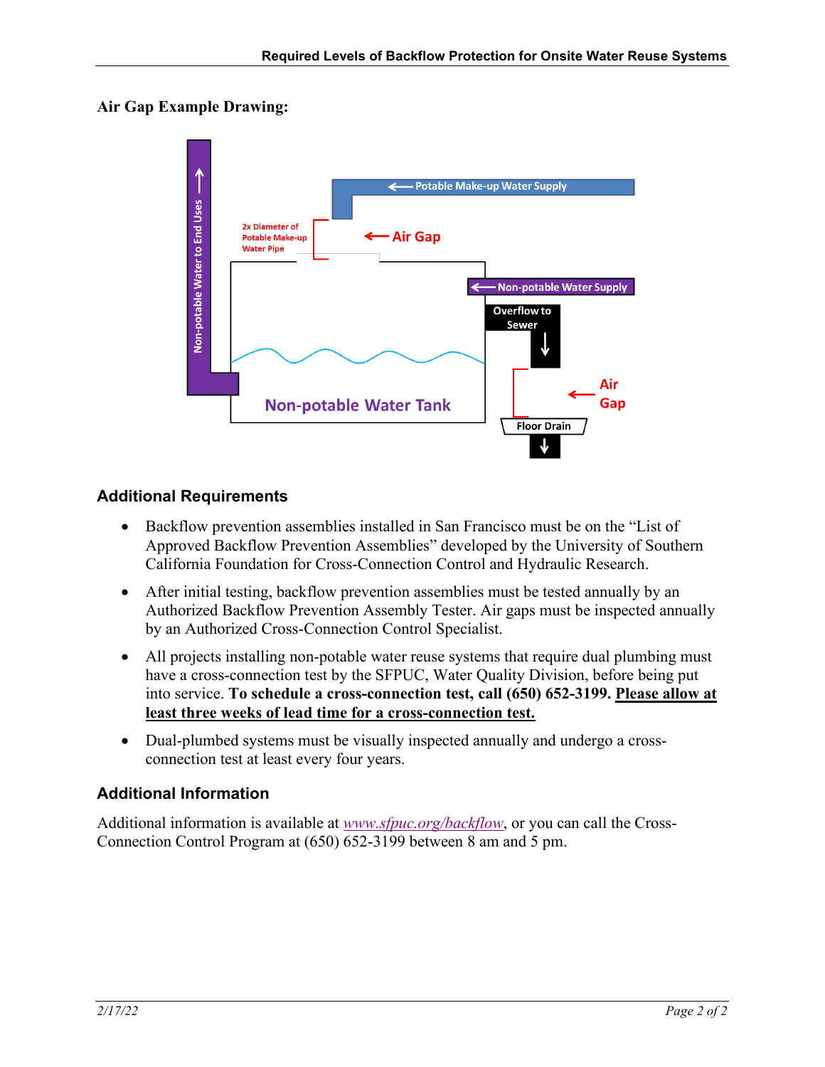**Air Gap Example Drawing:**

Potable Make-up Water Supply

2x Diameter of Potable Make-up Water Pipe

Air Gap

Non-potable Water to End Uses

Non-potable Water Supply

Overflow to Sewer

Air Gap

Floor Drain

Non-potable Water Tank

## Additional Requirements

- Backflow prevention assemblies installed in San Francisco must be on the "List of Approved Backflow Prevention Assemblies" developed by the University of Southern California Foundation for Cross-Connection Control and Hydraulic Research.
- After initial testing, backflow prevention assemblies must be tested annually by an Authorized Backflow Prevention Assembly Tester. Air gaps must be inspected annually by an Authorized Cross-Connection Control Specialist.
- All projects installing non-potable water reuse systems that require dual plumbing must have a cross-connection test by the SFPUC, Water Quality Division, before being put into service. **To schedule a cross-connection test, call (650) 652-3199. Please allow at least three weeks of lead time for a cross-connection test.**
- Dual-plumbed systems must be visually inspected annually and undergo a cross-connection test at least every four years.

## Additional Information

Additional information is available at *www.sfpuc.org/backflow*, or you can call the Cross-Connection Control Program at (650) 652-3199 between 8 am and 5 pm.